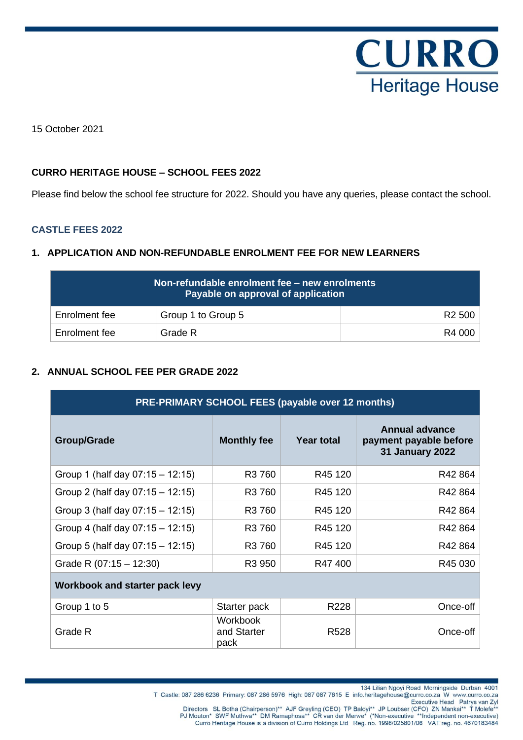**CURRO**
Heritage House

15 October 2021

**CURRO HERITAGE HOUSE – SCHOOL FEES 2022**

Please find below the school fee structure for 2022. Should you have any queries, please contact the school.

### CASTLE FEES 2022

#### 1. APPLICATION AND NON-REFUNDABLE ENROLMENT FEE FOR NEW LEARNERS

| Non-refundable enrolment fee – new enrolments Payable on approval of application | | |
|---|---|---|
| Enrolment fee | Group 1 to Group 5 | R2 500 |
| Enrolment fee | Grade R | R4 000 |

#### 2. ANNUAL SCHOOL FEE PER GRADE 2022

| PRE-PRIMARY SCHOOL FEES (payable over 12 months) | | | |
|---|---|---|---|
| **Group/Grade** | **Monthly fee** | **Year total** | **Annual advance payment payable before 31 January 2022** |
| Group 1 (half day 07:15 – 12:15) | R3 760 | R45 120 | R42 864 |
| Group 2 (half day 07:15 – 12:15) | R3 760 | R45 120 | R42 864 |
| Group 3 (half day 07:15 – 12:15) | R3 760 | R45 120 | R42 864 |
| Group 4 (half day 07:15 – 12:15) | R3 760 | R45 120 | R42 864 |
| Group 5 (half day 07:15 – 12:15) | R3 760 | R45 120 | R42 864 |
| Grade R (07:15 – 12:30) | R3 950 | R47 400 | R45 030 |
| **Workbook and starter pack levy** | | | |
| Group 1 to 5 | Starter pack | R228 | Once-off |
| Grade R | Workbook and Starter pack | R528 | Once-off |

134 Lilian Ngoyi Road Morningside Durban 4001
T Castle: 087 286 6236 Primary: 087 286 5976 High: 087 087 7615 E info.heritagehouse@curro.co.za W www.curro.co.za
Executive Head Patrys van Zyl
Directors SL Botha (Chairperson)** AJF Greyling (CEO) TP Baloyi** JP Loubser (CFO) ZN Mankai** T Molefe**
PJ Mouton* SWF Muthwa** DM Ramaphosa** CR van der Merwe* (*Non-executive **Independent non-executive)
Curro Heritage House is a division of Curro Holdings Ltd Reg. no. 1998/025801/06 VAT reg. no. 4670183484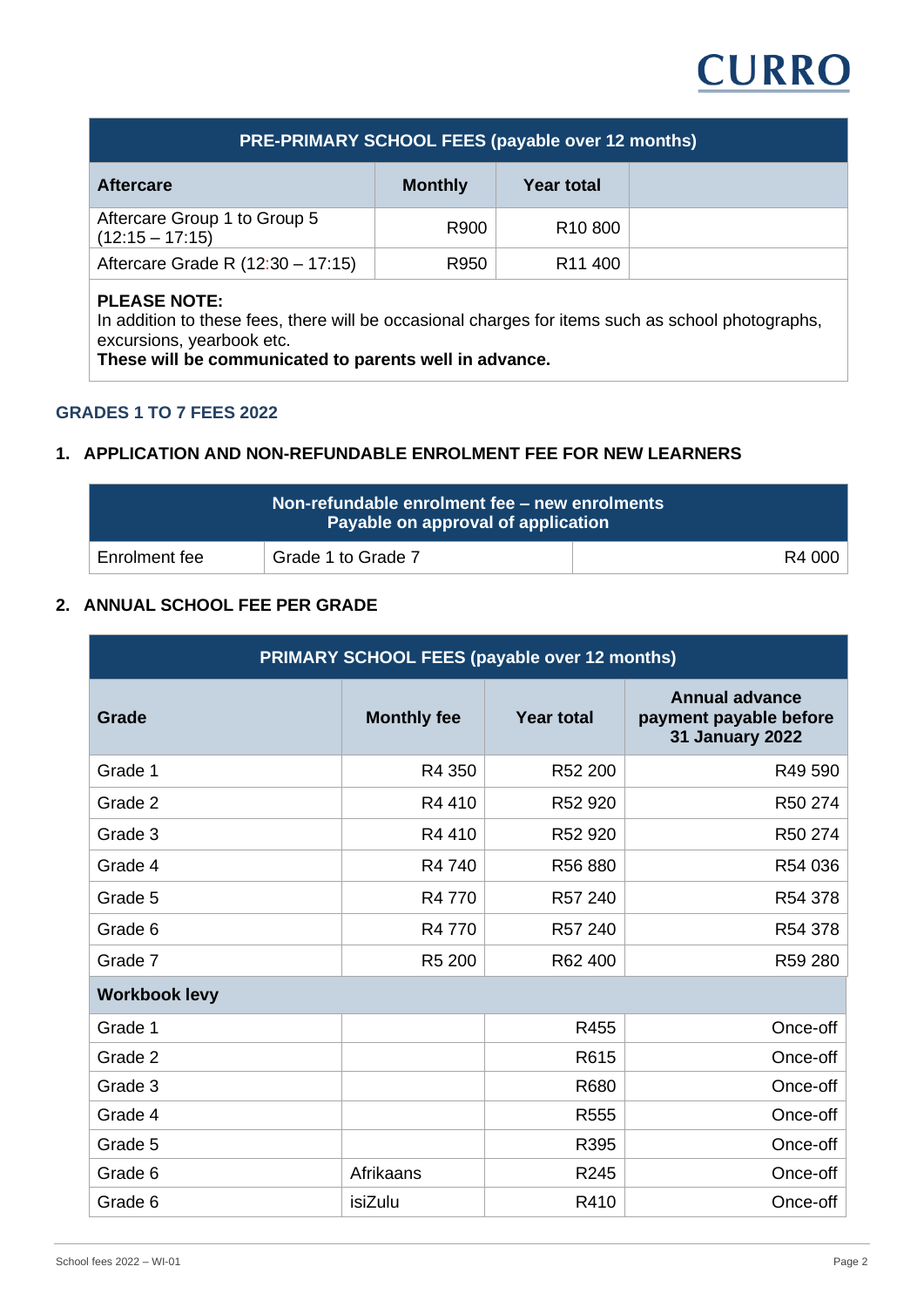| PRE-PRIMARY SCHOOL FEES (payable over 12 months) | | | |
|---|---|---|---|
| **Aftercare** | **Monthly** | **Year total** | |
| Aftercare Group 1 to Group 5 (12:15 – 17:15) | R900 | R10 800 | |
| Aftercare Grade R (12:30 – 17:15) | R950 | R11 400 | |

**PLEASE NOTE:**
In addition to these fees, there will be occasional charges for items such as school photographs, excursions, yearbook etc.
**These will be communicated to parents well in advance.**

## GRADES 1 TO 7 FEES 2022

### 1. APPLICATION AND NON-REFUNDABLE ENROLMENT FEE FOR NEW LEARNERS

| Non-refundable enrolment fee – new enrolments Payable on approval of application | | |
|---|---|---|
| Enrolment fee | Grade 1 to Grade 7 | R4 000 |

### 2. ANNUAL SCHOOL FEE PER GRADE

| PRIMARY SCHOOL FEES (payable over 12 months) | | | |
|---|---|---|---|
| **Grade** | **Monthly fee** | **Year total** | **Annual advance payment payable before 31 January 2022** |
| Grade 1 | R4 350 | R52 200 | R49 590 |
| Grade 2 | R4 410 | R52 920 | R50 274 |
| Grade 3 | R4 410 | R52 920 | R50 274 |
| Grade 4 | R4 740 | R56 880 | R54 036 |
| Grade 5 | R4 770 | R57 240 | R54 378 |
| Grade 6 | R4 770 | R57 240 | R54 378 |
| Grade 7 | R5 200 | R62 400 | R59 280 |
| **Workbook levy** | | | |
| Grade 1 | | R455 | Once-off |
| Grade 2 | | R615 | Once-off |
| Grade 3 | | R680 | Once-off |
| Grade 4 | | R555 | Once-off |
| Grade 5 | | R395 | Once-off |
| Grade 6 | Afrikaans | R245 | Once-off |
| Grade 6 | isiZulu | R410 | Once-off |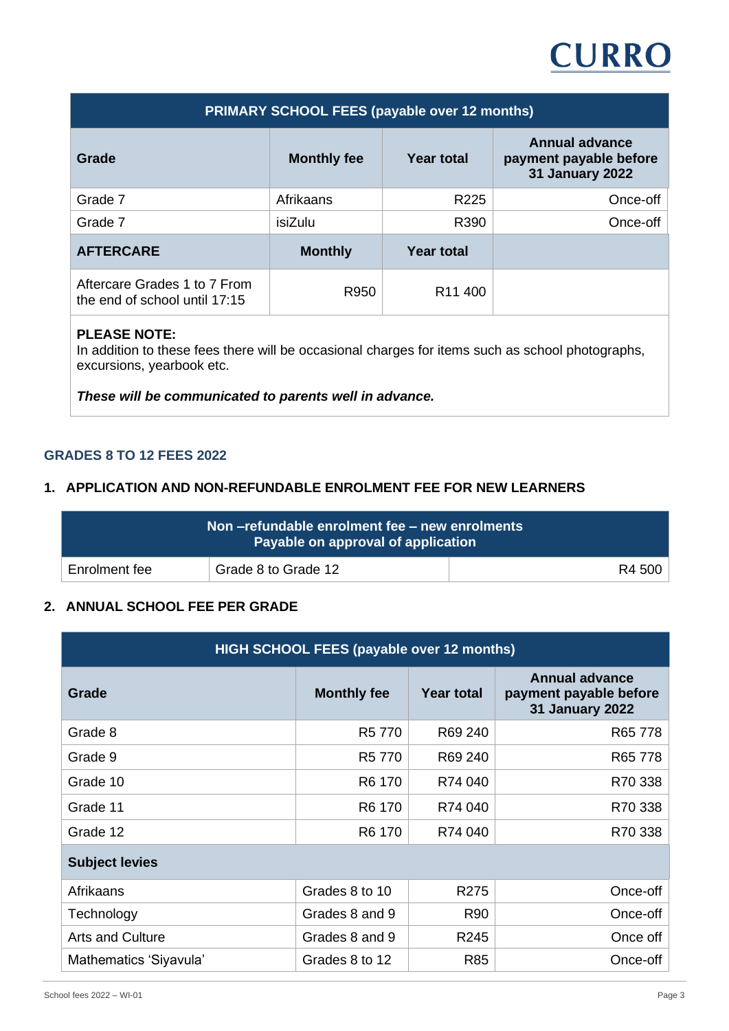| PRIMARY SCHOOL FEES (payable over 12 months) | | | |
|---|---|---|---|
| **Grade** | **Monthly fee** | **Year total** | **Annual advance payment payable before 31 January 2022** |
| Grade 7 | Afrikaans | R225 | Once-off |
| Grade 7 | isiZulu | R390 | Once-off |
| **AFTERCARE** | **Monthly** | **Year total** | |
| Aftercare Grades 1 to 7 From the end of school until 17:15 | R950 | R11 400 | |

**PLEASE NOTE:**
In addition to these fees there will be occasional charges for items such as school photographs, excursions, yearbook etc.

***These will be communicated to parents well in advance.***

## GRADES 8 TO 12 FEES 2022

### 1. APPLICATION AND NON-REFUNDABLE ENROLMENT FEE FOR NEW LEARNERS

| Non –refundable enrolment fee – new enrolments Payable on approval of application | | |
|---|---|---|
| Enrolment fee | Grade 8 to Grade 12 | R4 500 |

### 2. ANNUAL SCHOOL FEE PER GRADE

| HIGH SCHOOL FEES (payable over 12 months) | | | |
|---|---|---|---|
| **Grade** | **Monthly fee** | **Year total** | **Annual advance payment payable before 31 January 2022** |
| Grade 8 | R5 770 | R69 240 | R65 778 |
| Grade 9 | R5 770 | R69 240 | R65 778 |
| Grade 10 | R6 170 | R74 040 | R70 338 |
| Grade 11 | R6 170 | R74 040 | R70 338 |
| Grade 12 | R6 170 | R74 040 | R70 338 |
| **Subject levies** | | | |
| Afrikaans | Grades 8 to 10 | R275 | Once-off |
| Technology | Grades 8 and 9 | R90 | Once-off |
| Arts and Culture | Grades 8 and 9 | R245 | Once off |
| Mathematics 'Siyavula' | Grades 8 to 12 | R85 | Once-off |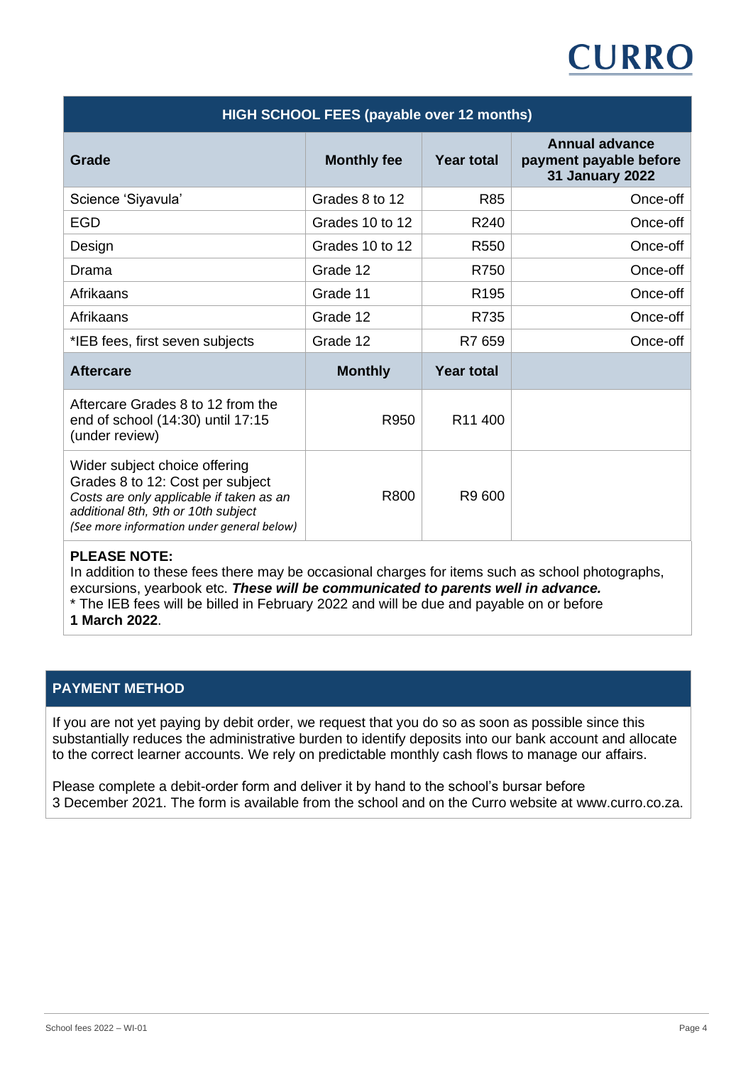| HIGH SCHOOL FEES (payable over 12 months) | | | |
|---|---|---|---|
| **Grade** | **Monthly fee** | **Year total** | **Annual advance payment payable before 31 January 2022** |
| Science 'Siyavula' | Grades 8 to 12 | R85 | Once-off |
| EGD | Grades 10 to 12 | R240 | Once-off |
| Design | Grades 10 to 12 | R550 | Once-off |
| Drama | Grade 12 | R750 | Once-off |
| Afrikaans | Grade 11 | R195 | Once-off |
| Afrikaans | Grade 12 | R735 | Once-off |
| *IEB fees, first seven subjects | Grade 12 | R7 659 | Once-off |
| **Aftercare** | **Monthly** | **Year total** | |
| Aftercare Grades 8 to 12 from the end of school (14:30) until 17:15 (under review) | R950 | R11 400 | |
| Wider subject choice offering Grades 8 to 12: Cost per subject *Costs are only applicable if taken as an additional 8th, 9th or 10th subject* *(See more information under general below)* | R800 | R9 600 | |

**PLEASE NOTE:**
In addition to these fees there may be occasional charges for items such as school photographs, excursions, yearbook etc. ***These will be communicated to parents well in advance.***
* The IEB fees will be billed in February 2022 and will be due and payable on or before **1 March 2022**.

## PAYMENT METHOD

If you are not yet paying by debit order, we request that you do so as soon as possible since this substantially reduces the administrative burden to identify deposits into our bank account and allocate to the correct learner accounts. We rely on predictable monthly cash flows to manage our affairs.

Please complete a debit-order form and deliver it by hand to the school's bursar before 3 December 2021. The form is available from the school and on the Curro website at www.curro.co.za.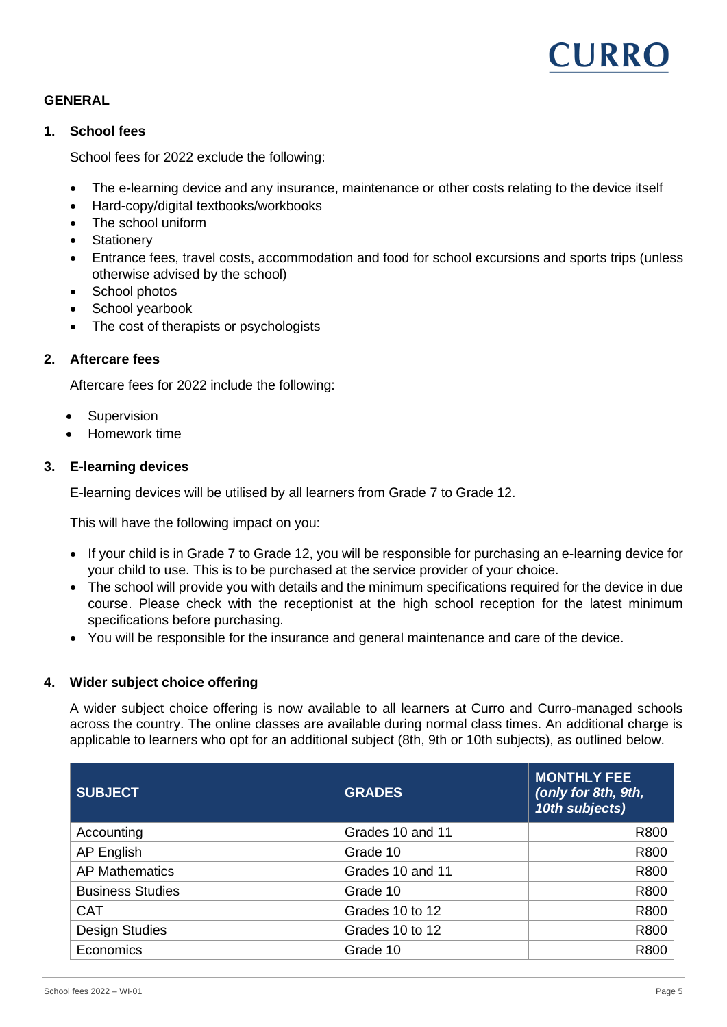## GENERAL

### 1. School fees

School fees for 2022 exclude the following:

- The e-learning device and any insurance, maintenance or other costs relating to the device itself
- Hard-copy/digital textbooks/workbooks
- The school uniform
- Stationery
- Entrance fees, travel costs, accommodation and food for school excursions and sports trips (unless otherwise advised by the school)
- School photos
- School yearbook
- The cost of therapists or psychologists

### 2. Aftercare fees

Aftercare fees for 2022 include the following:

- Supervision
- Homework time

### 3. E-learning devices

E-learning devices will be utilised by all learners from Grade 7 to Grade 12.

This will have the following impact on you:

- If your child is in Grade 7 to Grade 12, you will be responsible for purchasing an e-learning device for your child to use. This is to be purchased at the service provider of your choice.
- The school will provide you with details and the minimum specifications required for the device in due course. Please check with the receptionist at the high school reception for the latest minimum specifications before purchasing.
- You will be responsible for the insurance and general maintenance and care of the device.

### 4. Wider subject choice offering

A wider subject choice offering is now available to all learners at Curro and Curro-managed schools across the country. The online classes are available during normal class times. An additional charge is applicable to learners who opt for an additional subject (8th, 9th or 10th subjects), as outlined below.

| SUBJECT | GRADES | MONTHLY FEE *(only for 8th, 9th, 10th subjects)* |
|---|---|---:|
| Accounting | Grades 10 and 11 | R800 |
| AP English | Grade 10 | R800 |
| AP Mathematics | Grades 10 and 11 | R800 |
| Business Studies | Grade 10 | R800 |
| CAT | Grades 10 to 12 | R800 |
| Design Studies | Grades 10 to 12 | R800 |
| Economics | Grade 10 | R800 |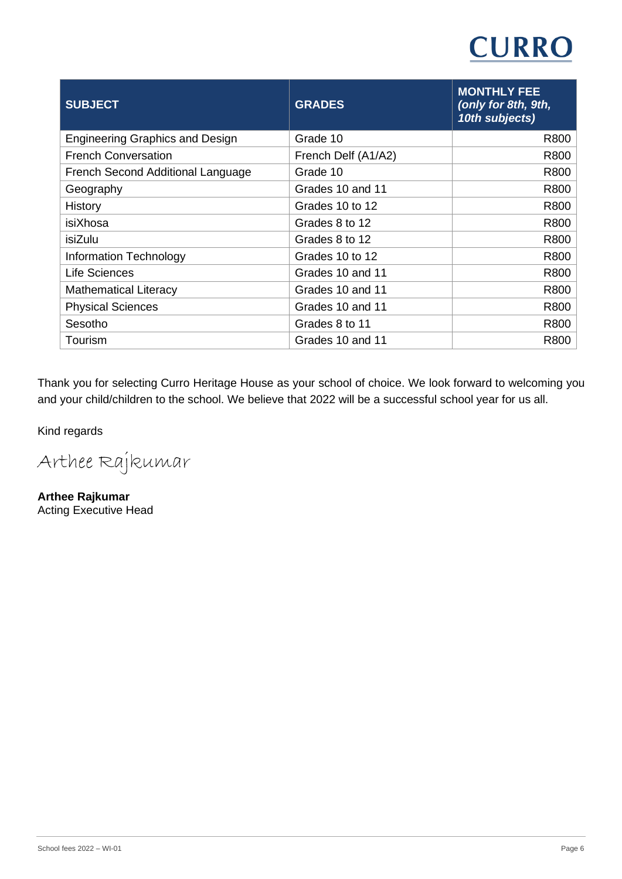| SUBJECT | GRADES | MONTHLY FEE *(only for 8th, 9th, 10th subjects)* |
|---|---|---|
| Engineering Graphics and Design | Grade 10 | R800 |
| French Conversation | French Delf (A1/A2) | R800 |
| French Second Additional Language | Grade 10 | R800 |
| Geography | Grades 10 and 11 | R800 |
| History | Grades 10 to 12 | R800 |
| isiXhosa | Grades 8 to 12 | R800 |
| isiZulu | Grades 8 to 12 | R800 |
| Information Technology | Grades 10 to 12 | R800 |
| Life Sciences | Grades 10 and 11 | R800 |
| Mathematical Literacy | Grades 10 and 11 | R800 |
| Physical Sciences | Grades 10 and 11 | R800 |
| Sesotho | Grades 8 to 11 | R800 |
| Tourism | Grades 10 and 11 | R800 |

Thank you for selecting Curro Heritage House as your school of choice. We look forward to welcoming you and your child/children to the school. We believe that 2022 will be a successful school year for us all.

Kind regards

Arthee Rajkumar

**Arthee Rajkumar**
Acting Executive Head